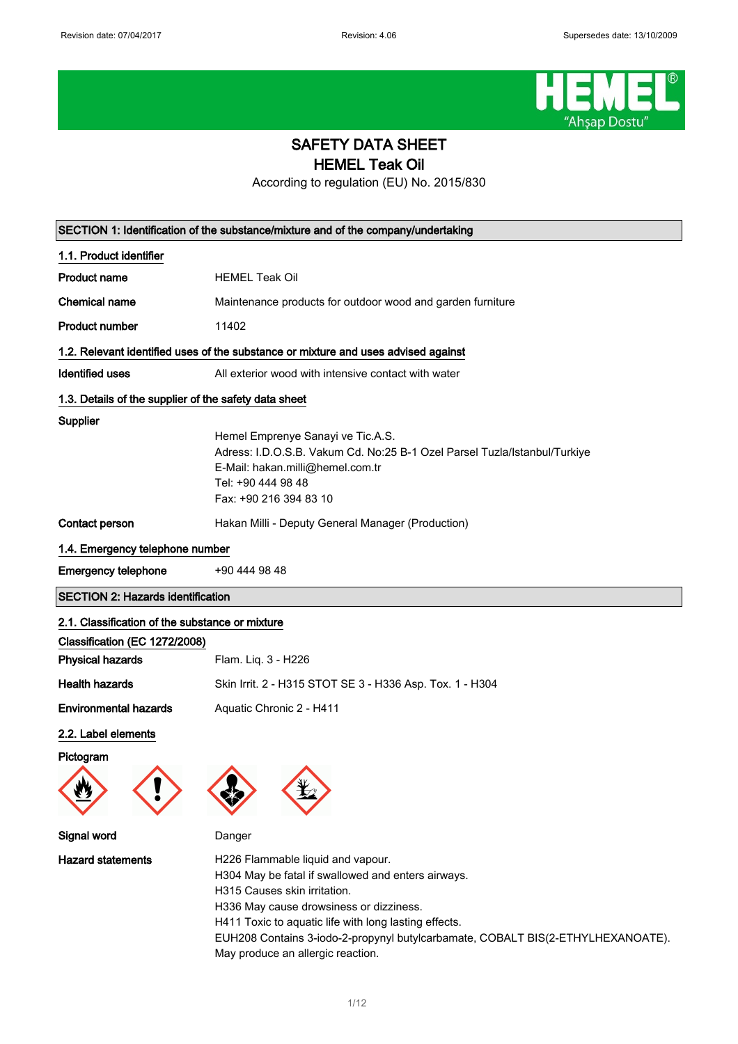Revision date: 07/04/2017 Revision: 4.06 Supersedes date: 13/10/2009

# SAFETY DATA SHEET
# HEMEL Teak Oil

According to regulation (EU) No. 2015/830

## SECTION 1: Identification of the substance/mixture and of the company/undertaking

### 1.1. Product identifier

**Product name** HEMEL Teak Oil

**Chemical name** Maintenance products for outdoor wood and garden furniture

**Product number** 11402

### 1.2. Relevant identified uses of the substance or mixture and uses advised against

**Identified uses** All exterior wood with intensive contact with water

### 1.3. Details of the supplier of the safety data sheet

**Supplier**

Hemel Emprenye Sanayi ve Tic.A.S.
Adress: I.D.O.S.B. Vakum Cd. No:25 B-1 Ozel Parsel Tuzla/Istanbul/Turkiye
E-Mail: hakan.milli@hemel.com.tr
Tel: +90 444 98 48
Fax: +90 216 394 83 10

**Contact person** Hakan Milli - Deputy General Manager (Production)

### 1.4. Emergency telephone number

**Emergency telephone** +90 444 98 48

## SECTION 2: Hazards identification

### 2.1. Classification of the substance or mixture

**Classification (EC 1272/2008)**

**Physical hazards** Flam. Liq. 3 - H226

**Health hazards** Skin Irrit. 2 - H315 STOT SE 3 - H336 Asp. Tox. 1 - H304

**Environmental hazards** Aquatic Chronic 2 - H411

### 2.2. Label elements

**Pictogram**

**Signal word** Danger

**Hazard statements**

H226 Flammable liquid and vapour.
H304 May be fatal if swallowed and enters airways.
H315 Causes skin irritation.
H336 May cause drowsiness or dizziness.
H411 Toxic to aquatic life with long lasting effects.
EUH208 Contains 3-iodo-2-propynyl butylcarbamate, COBALT BIS(2-ETHYLHEXANOATE). May produce an allergic reaction.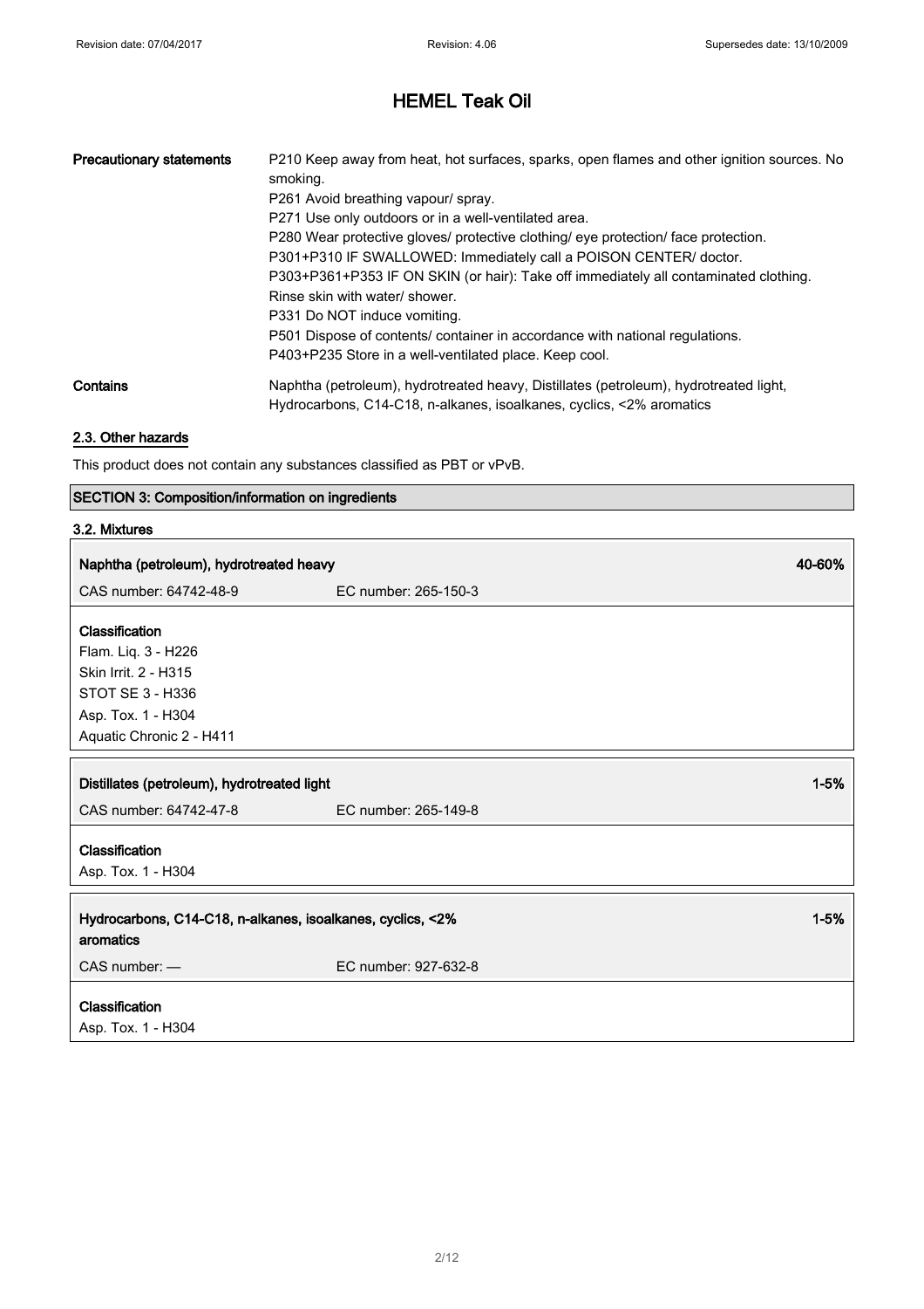| Precautionary statements | P210 Keep away from heat, hot surfaces, sparks, open flames and other ignition sources. No smoking.<br>P261 Avoid breathing vapour/ spray.<br>P271 Use only outdoors or in a well-ventilated area.<br>P280 Wear protective gloves/ protective clothing/ eye protection/ face protection.<br>P301+P310 IF SWALLOWED: Immediately call a POISON CENTER/ doctor.<br>P303+P361+P353 IF ON SKIN (or hair): Take off immediately all contaminated clothing. Rinse skin with water/ shower.<br>P331 Do NOT induce vomiting.<br>P501 Dispose of contents/ container in accordance with national regulations.<br>P403+P235 Store in a well-ventilated place. Keep cool. |
|---|---|
| Contains | Naphtha (petroleum), hydrotreated heavy, Distillates (petroleum), hydrotreated light, Hydrocarbons, C14-C18, n-alkanes, isoalkanes, cyclics, <2% aromatics |

### 2.3. Other hazards

This product does not contain any substances classified as PBT or vPvB.

## SECTION 3: Composition/information on ingredients

### 3.2. Mixtures

| **Naphtha (petroleum), hydrotreated heavy** | | **40-60%** |
|---|---|---|
| CAS number: 64742-48-9 | EC number: 265-150-3 | |

**Classification**
Flam. Liq. 3 - H226
Skin Irrit. 2 - H315
STOT SE 3 - H336
Asp. Tox. 1 - H304
Aquatic Chronic 2 - H411

| **Distillates (petroleum), hydrotreated light** | | **1-5%** |
|---|---|---|
| CAS number: 64742-47-8 | EC number: 265-149-8 | |

**Classification**
Asp. Tox. 1 - H304

| **Hydrocarbons, C14-C18, n-alkanes, isoalkanes, cyclics, <2% aromatics** | | **1-5%** |
|---|---|---|
| CAS number: — | EC number: 927-632-8 | |

**Classification**
Asp. Tox. 1 - H304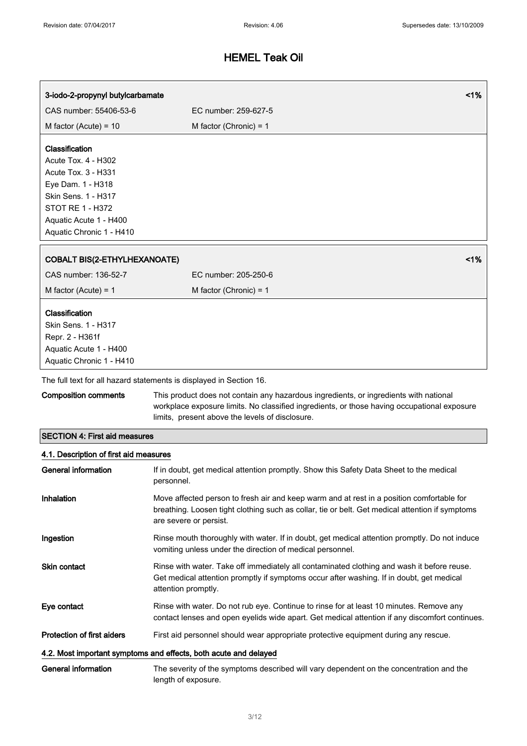| 3-iodo-2-propynyl butylcarbamate | | <1% |
|---|---|---|
| CAS number: 55406-53-6 | EC number: 259-627-5 | |
| M factor (Acute) = 10 | M factor (Chronic) = 1 | |

**Classification**
Acute Tox. 4 - H302
Acute Tox. 3 - H331
Eye Dam. 1 - H318
Skin Sens. 1 - H317
STOT RE 1 - H372
Aquatic Acute 1 - H400
Aquatic Chronic 1 - H410

| COBALT BIS(2-ETHYLHEXANOATE) | | <1% |
|---|---|---|
| CAS number: 136-52-7 | EC number: 205-250-6 | |
| M factor (Acute) = 1 | M factor (Chronic) = 1 | |

**Classification**
Skin Sens. 1 - H317
Repr. 2 - H361f
Aquatic Acute 1 - H400
Aquatic Chronic 1 - H410

The full text for all hazard statements is displayed in Section 16.

**Composition comments** This product does not contain any hazardous ingredients, or ingredients with national workplace exposure limits. No classified ingredients, or those having occupational exposure limits, present above the levels of disclosure.

## SECTION 4: First aid measures

### 4.1. Description of first aid measures

**General information** If in doubt, get medical attention promptly. Show this Safety Data Sheet to the medical personnel.

**Inhalation** Move affected person to fresh air and keep warm and at rest in a position comfortable for breathing. Loosen tight clothing such as collar, tie or belt. Get medical attention if symptoms are severe or persist.

**Ingestion** Rinse mouth thoroughly with water. If in doubt, get medical attention promptly. Do not induce vomiting unless under the direction of medical personnel.

**Skin contact** Rinse with water. Take off immediately all contaminated clothing and wash it before reuse. Get medical attention promptly if symptoms occur after washing. If in doubt, get medical attention promptly.

**Eye contact** Rinse with water. Do not rub eye. Continue to rinse for at least 10 minutes. Remove any contact lenses and open eyelids wide apart. Get medical attention if any discomfort continues.

**Protection of first aiders** First aid personnel should wear appropriate protective equipment during any rescue.

### 4.2. Most important symptoms and effects, both acute and delayed

**General information** The severity of the symptoms described will vary dependent on the concentration and the length of exposure.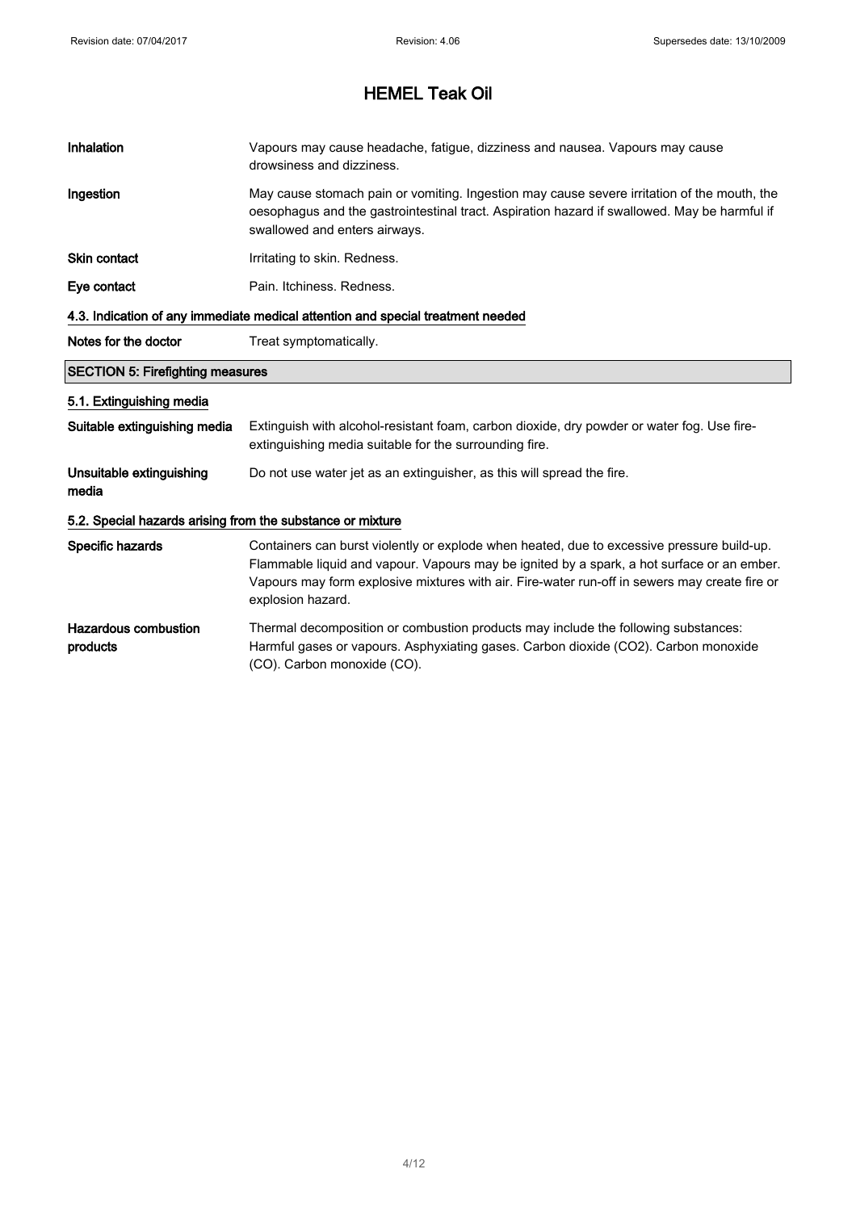# HEMEL Teak Oil

**Inhalation** Vapours may cause headache, fatigue, dizziness and nausea. Vapours may cause drowsiness and dizziness.

**Ingestion** May cause stomach pain or vomiting. Ingestion may cause severe irritation of the mouth, the oesophagus and the gastrointestinal tract. Aspiration hazard if swallowed. May be harmful if swallowed and enters airways.

**Skin contact** Irritating to skin. Redness.

**Eye contact** Pain. Itchiness. Redness.

### 4.3. Indication of any immediate medical attention and special treatment needed

**Notes for the doctor** Treat symptomatically.

## SECTION 5: Firefighting measures

### 5.1. Extinguishing media

**Suitable extinguishing media** Extinguish with alcohol-resistant foam, carbon dioxide, dry powder or water fog. Use fire-extinguishing media suitable for the surrounding fire.

**Unsuitable extinguishing media** Do not use water jet as an extinguisher, as this will spread the fire.

### 5.2. Special hazards arising from the substance or mixture

**Specific hazards** Containers can burst violently or explode when heated, due to excessive pressure build-up. Flammable liquid and vapour. Vapours may be ignited by a spark, a hot surface or an ember. Vapours may form explosive mixtures with air. Fire-water run-off in sewers may create fire or explosion hazard.

**Hazardous combustion products** Thermal decomposition or combustion products may include the following substances: Harmful gases or vapours. Asphyxiating gases. Carbon dioxide ($CO_2$). Carbon monoxide (CO). Carbon monoxide (CO).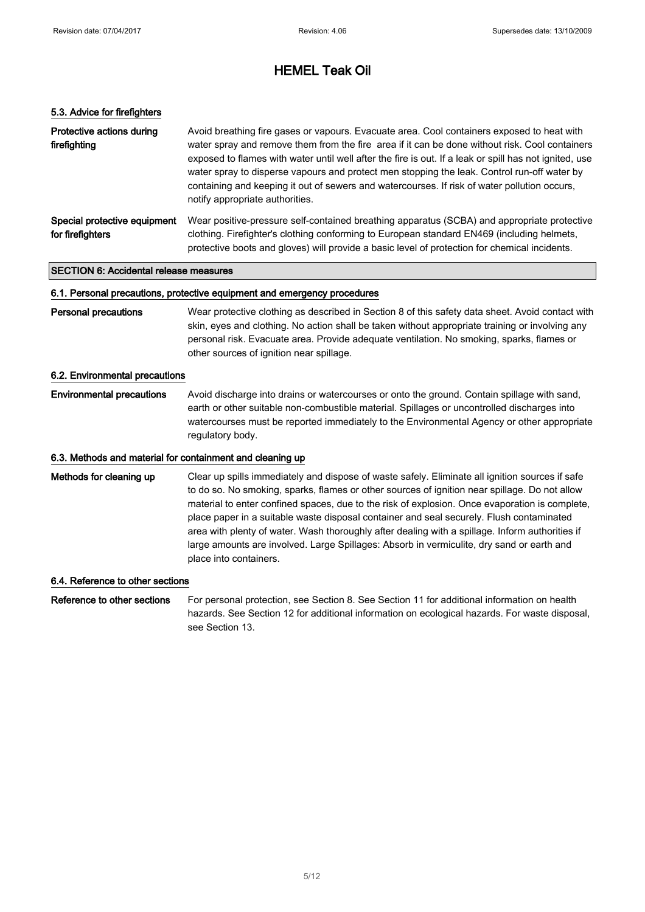# HEMEL Teak Oil

### 5.3. Advice for firefighters

**Protective actions during firefighting**
Avoid breathing fire gases or vapours. Evacuate area. Cool containers exposed to heat with water spray and remove them from the fire area if it can be done without risk. Cool containers exposed to flames with water until well after the fire is out. If a leak or spill has not ignited, use water spray to disperse vapours and protect men stopping the leak. Control run-off water by containing and keeping it out of sewers and watercourses. If risk of water pollution occurs, notify appropriate authorities.

**Special protective equipment for firefighters**
Wear positive-pressure self-contained breathing apparatus (SCBA) and appropriate protective clothing. Firefighter's clothing conforming to European standard EN469 (including helmets, protective boots and gloves) will provide a basic level of protection for chemical incidents.

## SECTION 6: Accidental release measures

### 6.1. Personal precautions, protective equipment and emergency procedures

**Personal precautions**
Wear protective clothing as described in Section 8 of this safety data sheet. Avoid contact with skin, eyes and clothing. No action shall be taken without appropriate training or involving any personal risk. Evacuate area. Provide adequate ventilation. No smoking, sparks, flames or other sources of ignition near spillage.

### 6.2. Environmental precautions

**Environmental precautions**
Avoid discharge into drains or watercourses or onto the ground. Contain spillage with sand, earth or other suitable non-combustible material. Spillages or uncontrolled discharges into watercourses must be reported immediately to the Environmental Agency or other appropriate regulatory body.

### 6.3. Methods and material for containment and cleaning up

**Methods for cleaning up**
Clear up spills immediately and dispose of waste safely. Eliminate all ignition sources if safe to do so. No smoking, sparks, flames or other sources of ignition near spillage. Do not allow material to enter confined spaces, due to the risk of explosion. Once evaporation is complete, place paper in a suitable waste disposal container and seal securely. Flush contaminated area with plenty of water. Wash thoroughly after dealing with a spillage. Inform authorities if large amounts are involved. Large Spillages: Absorb in vermiculite, dry sand or earth and place into containers.

### 6.4. Reference to other sections

**Reference to other sections**
For personal protection, see Section 8. See Section 11 for additional information on health hazards. See Section 12 for additional information on ecological hazards. For waste disposal, see Section 13.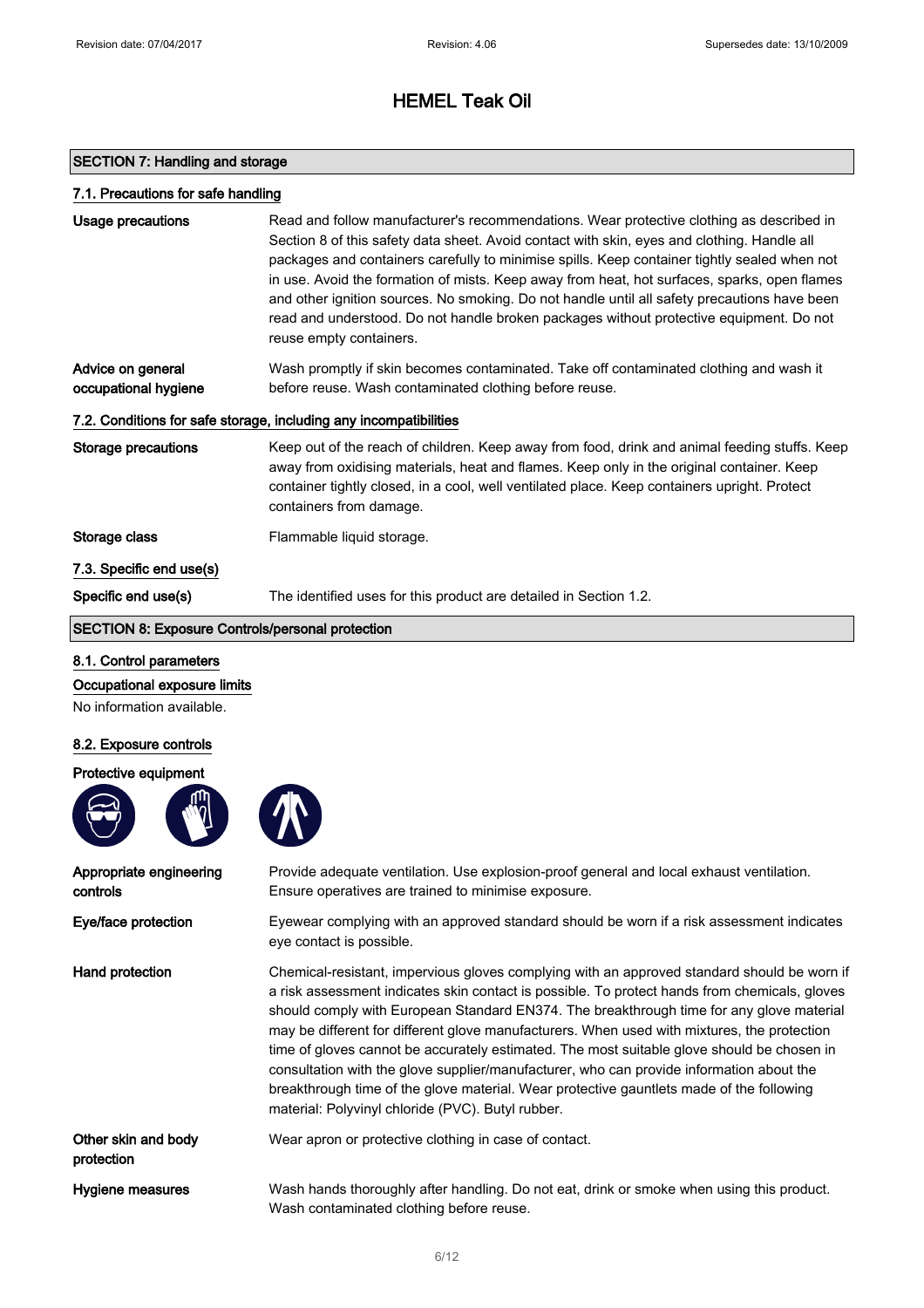## SECTION 7: Handling and storage

### 7.1. Precautions for safe handling

**Usage precautions**
Read and follow manufacturer's recommendations. Wear protective clothing as described in Section 8 of this safety data sheet. Avoid contact with skin, eyes and clothing. Handle all packages and containers carefully to minimise spills. Keep container tightly sealed when not in use. Avoid the formation of mists. Keep away from heat, hot surfaces, sparks, open flames and other ignition sources. No smoking. Do not handle until all safety precautions have been read and understood. Do not handle broken packages without protective equipment. Do not reuse empty containers.

**Advice on general occupational hygiene**
Wash promptly if skin becomes contaminated. Take off contaminated clothing and wash it before reuse. Wash contaminated clothing before reuse.

### 7.2. Conditions for safe storage, including any incompatibilities

**Storage precautions**
Keep out of the reach of children. Keep away from food, drink and animal feeding stuffs. Keep away from oxidising materials, heat and flames. Keep only in the original container. Keep container tightly closed, in a cool, well ventilated place. Keep containers upright. Protect containers from damage.

**Storage class**
Flammable liquid storage.

### 7.3. Specific end use(s)

**Specific end use(s)**
The identified uses for this product are detailed in Section 1.2.

## SECTION 8: Exposure Controls/personal protection

### 8.1. Control parameters

**Occupational exposure limits**

No information available.

### 8.2. Exposure controls

**Protective equipment**

**Appropriate engineering controls**
Provide adequate ventilation. Use explosion-proof general and local exhaust ventilation. Ensure operatives are trained to minimise exposure.

**Eye/face protection**
Eyewear complying with an approved standard should be worn if a risk assessment indicates eye contact is possible.

**Hand protection**
Chemical-resistant, impervious gloves complying with an approved standard should be worn if a risk assessment indicates skin contact is possible. To protect hands from chemicals, gloves should comply with European Standard EN374. The breakthrough time for any glove material may be different for different glove manufacturers. When used with mixtures, the protection time of gloves cannot be accurately estimated. The most suitable glove should be chosen in consultation with the glove supplier/manufacturer, who can provide information about the breakthrough time of the glove material. Wear protective gauntlets made of the following material: Polyvinyl chloride (PVC). Butyl rubber.

**Other skin and body protection**
Wear apron or protective clothing in case of contact.

**Hygiene measures**
Wash hands thoroughly after handling. Do not eat, drink or smoke when using this product. Wash contaminated clothing before reuse.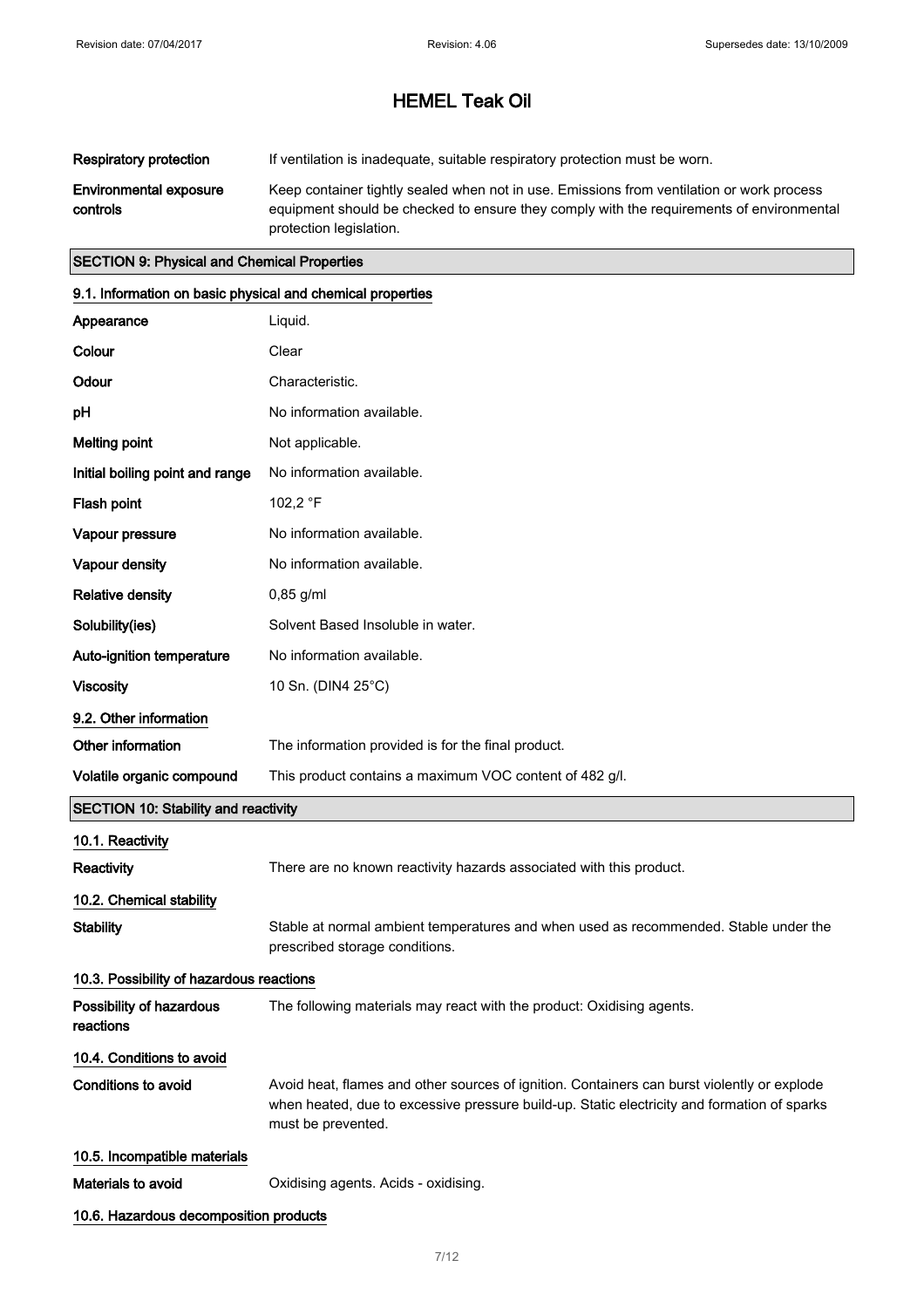| | |
|---|---|
| **Respiratory protection** | If ventilation is inadequate, suitable respiratory protection must be worn. |
| **Environmental exposure controls** | Keep container tightly sealed when not in use. Emissions from ventilation or work process equipment should be checked to ensure they comply with the requirements of environmental protection legislation. |

## SECTION 9: Physical and Chemical Properties

### 9.1. Information on basic physical and chemical properties

| | |
|---|---|
| **Appearance** | Liquid. |
| **Colour** | Clear |
| **Odour** | Characteristic. |
| **pH** | No information available. |
| **Melting point** | Not applicable. |
| **Initial boiling point and range** | No information available. |
| **Flash point** | 102,2 °F |
| **Vapour pressure** | No information available. |
| **Vapour density** | No information available. |
| **Relative density** | 0,85 g/ml |
| **Solubility(ies)** | Solvent Based Insoluble in water. |
| **Auto-ignition temperature** | No information available. |
| **Viscosity** | 10 Sn. (DIN4 25°C) |

### 9.2. Other information

| | |
|---|---|
| **Other information** | The information provided is for the final product. |
| **Volatile organic compound** | This product contains a maximum VOC content of 482 g/l. |

## SECTION 10: Stability and reactivity

### 10.1. Reactivity

| | |
|---|---|
| **Reactivity** | There are no known reactivity hazards associated with this product. |

### 10.2. Chemical stability

| | |
|---|---|
| **Stability** | Stable at normal ambient temperatures and when used as recommended. Stable under the prescribed storage conditions. |

### 10.3. Possibility of hazardous reactions

| | |
|---|---|
| **Possibility of hazardous reactions** | The following materials may react with the product: Oxidising agents. |

### 10.4. Conditions to avoid

| | |
|---|---|
| **Conditions to avoid** | Avoid heat, flames and other sources of ignition. Containers can burst violently or explode when heated, due to excessive pressure build-up. Static electricity and formation of sparks must be prevented. |

### 10.5. Incompatible materials

| | |
|---|---|
| **Materials to avoid** | Oxidising agents. Acids - oxidising. |

### 10.6. Hazardous decomposition products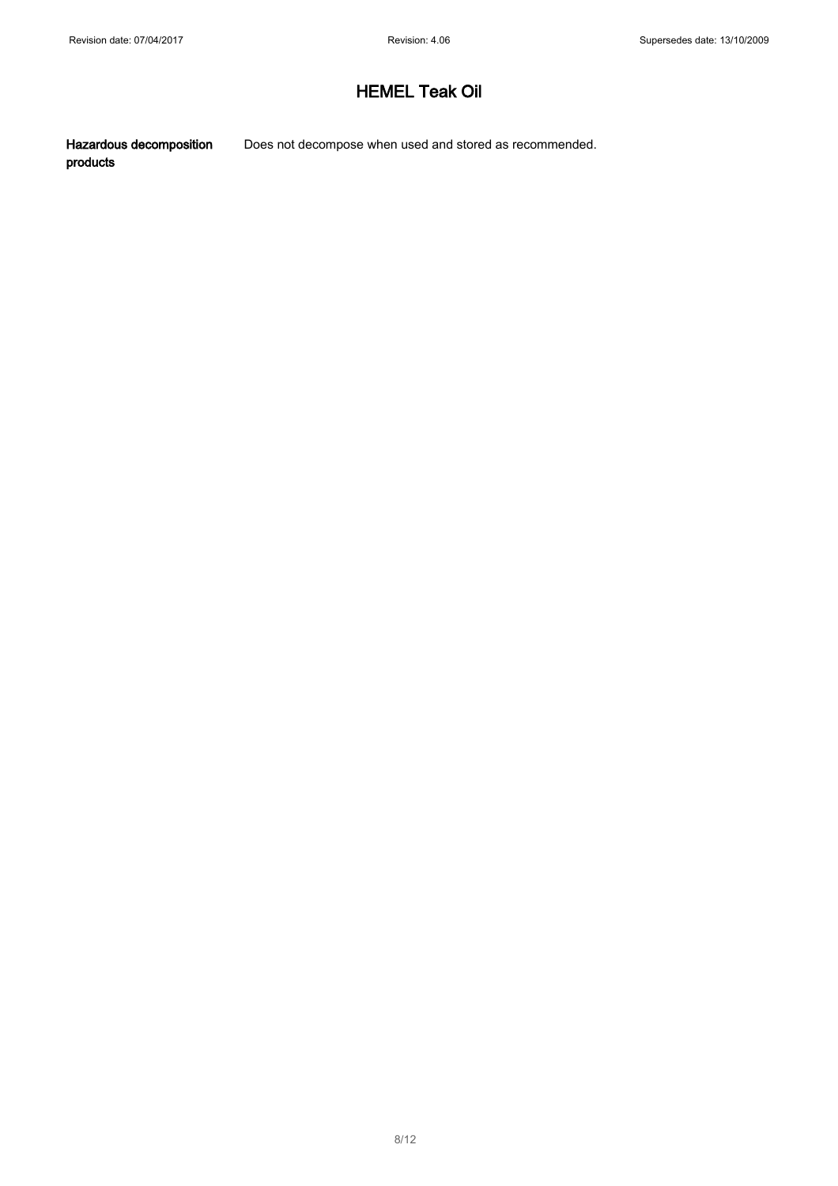**Hazardous decomposition products**

Does not decompose when used and stored as recommended.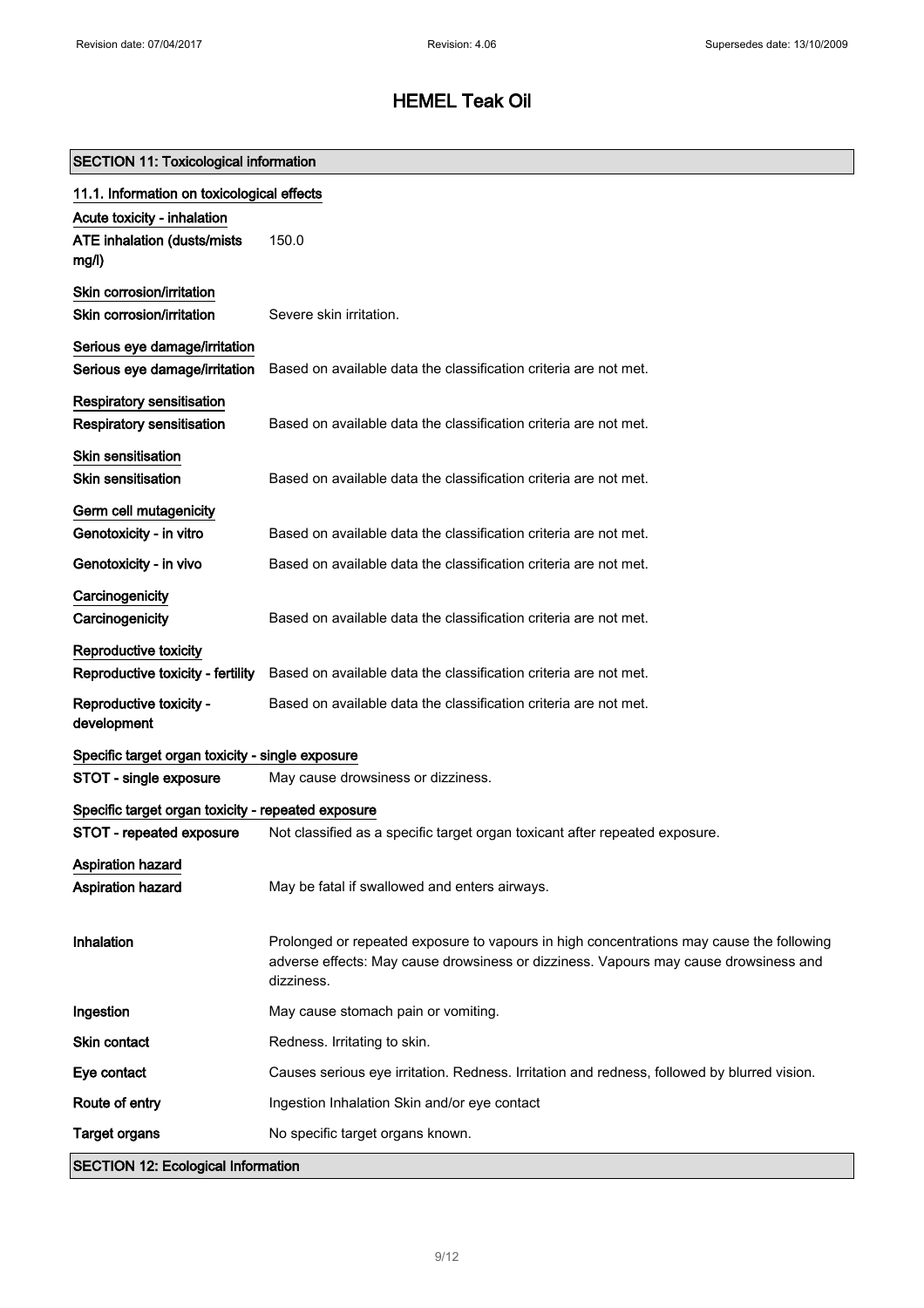# HEMEL Teak Oil

## SECTION 11: Toxicological information

### 11.1. Information on toxicological effects

**Acute toxicity - inhalation**

| | |
|---|---|
| **ATE inhalation (dusts/mists mg/l)** | 150.0 |

**Skin corrosion/irritation**

| | |
|---|---|
| **Skin corrosion/irritation** | Severe skin irritation. |

**Serious eye damage/irritation**

| | |
|---|---|
| **Serious eye damage/irritation** | Based on available data the classification criteria are not met. |

**Respiratory sensitisation**

| | |
|---|---|
| **Respiratory sensitisation** | Based on available data the classification criteria are not met. |

**Skin sensitisation**

| | |
|---|---|
| **Skin sensitisation** | Based on available data the classification criteria are not met. |

**Germ cell mutagenicity**

| | |
|---|---|
| **Genotoxicity - in vitro** | Based on available data the classification criteria are not met. |
| **Genotoxicity - in vivo** | Based on available data the classification criteria are not met. |

**Carcinogenicity**

| | |
|---|---|
| **Carcinogenicity** | Based on available data the classification criteria are not met. |

**Reproductive toxicity**

| | |
|---|---|
| **Reproductive toxicity - fertility** | Based on available data the classification criteria are not met. |
| **Reproductive toxicity - development** | Based on available data the classification criteria are not met. |

**Specific target organ toxicity - single exposure**

| | |
|---|---|
| **STOT - single exposure** | May cause drowsiness or dizziness. |

**Specific target organ toxicity - repeated exposure**

| | |
|---|---|
| **STOT - repeated exposure** | Not classified as a specific target organ toxicant after repeated exposure. |

**Aspiration hazard**

| | |
|---|---|
| **Aspiration hazard** | May be fatal if swallowed and enters airways. |

| | |
|---|---|
| **Inhalation** | Prolonged or repeated exposure to vapours in high concentrations may cause the following adverse effects: May cause drowsiness or dizziness. Vapours may cause drowsiness and dizziness. |
| **Ingestion** | May cause stomach pain or vomiting. |
| **Skin contact** | Redness. Irritating to skin. |
| **Eye contact** | Causes serious eye irritation. Redness. Irritation and redness, followed by blurred vision. |
| **Route of entry** | Ingestion Inhalation Skin and/or eye contact |
| **Target organs** | No specific target organs known. |

## SECTION 12: Ecological Information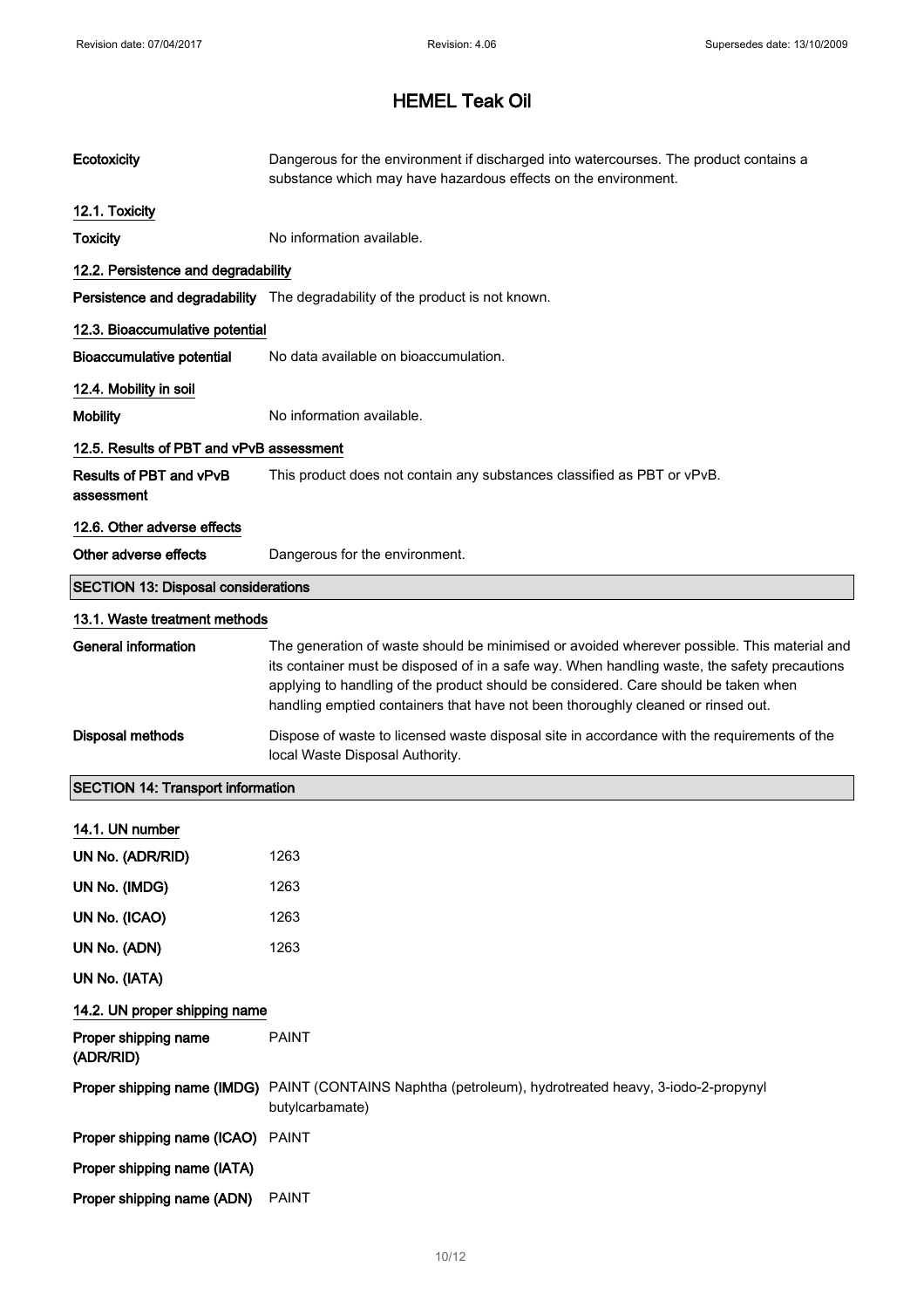| | |
|---|---|
| **Ecotoxicity** | Dangerous for the environment if discharged into watercourses. The product contains a substance which may have hazardous effects on the environment. |

### 12.1. Toxicity

| | |
|---|---|
| **Toxicity** | No information available. |

### 12.2. Persistence and degradability

| | |
|---|---|
| **Persistence and degradability** | The degradability of the product is not known. |

### 12.3. Bioaccumulative potential

| | |
|---|---|
| **Bioaccumulative potential** | No data available on bioaccumulation. |

### 12.4. Mobility in soil

| | |
|---|---|
| **Mobility** | No information available. |

### 12.5. Results of PBT and vPvB assessment

| | |
|---|---|
| **Results of PBT and vPvB assessment** | This product does not contain any substances classified as PBT or vPvB. |

### 12.6. Other adverse effects

| | |
|---|---|
| **Other adverse effects** | Dangerous for the environment. |

## SECTION 13: Disposal considerations

### 13.1. Waste treatment methods

| | |
|---|---|
| **General information** | The generation of waste should be minimised or avoided wherever possible. This material and its container must be disposed of in a safe way. When handling waste, the safety precautions applying to handling of the product should be considered. Care should be taken when handling emptied containers that have not been thoroughly cleaned or rinsed out. |
| **Disposal methods** | Dispose of waste to licensed waste disposal site in accordance with the requirements of the local Waste Disposal Authority. |

## SECTION 14: Transport information

### 14.1. UN number

| | |
|---|---|
| **UN No. (ADR/RID)** | 1263 |
| **UN No. (IMDG)** | 1263 |
| **UN No. (ICAO)** | 1263 |
| **UN No. (ADN)** | 1263 |
| **UN No. (IATA)** | |

### 14.2. UN proper shipping name

| | |
|---|---|
| **Proper shipping name (ADR/RID)** | PAINT |
| **Proper shipping name (IMDG)** | PAINT (CONTAINS Naphtha (petroleum), hydrotreated heavy, 3-iodo-2-propynyl butylcarbamate) |
| **Proper shipping name (ICAO)** | PAINT |
| **Proper shipping name (IATA)** | |
| **Proper shipping name (ADN)** | PAINT |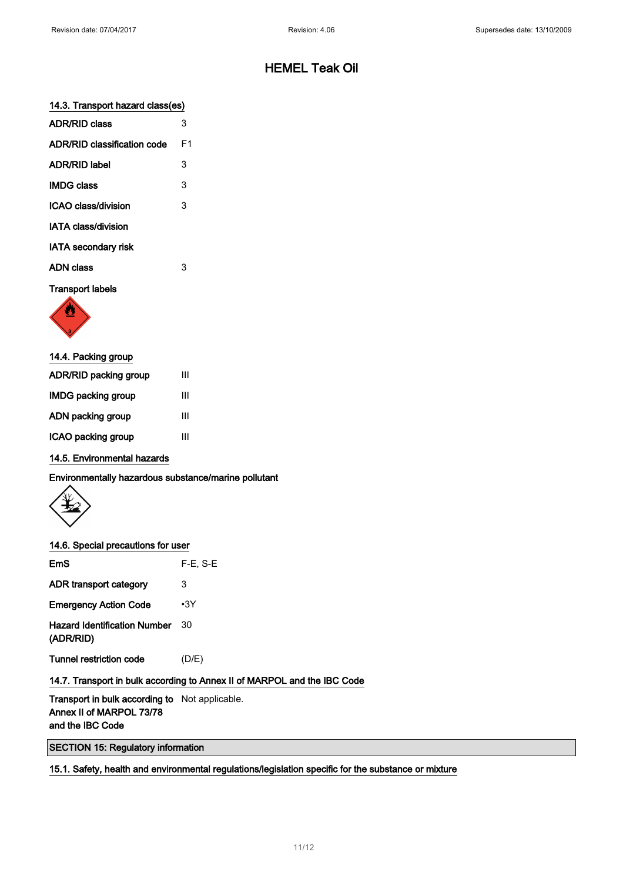# HEMEL Teak Oil

### 14.3. Transport hazard class(es)

| | |
|---|---|
| ADR/RID class | 3 |
| ADR/RID classification code | F1 |
| ADR/RID label | 3 |
| IMDG class | 3 |
| ICAO class/division | 3 |
| IATA class/division | |
| IATA secondary risk | |
| ADN class | 3 |

**Transport labels**

### 14.4. Packing group

| | |
|---|---|
| ADR/RID packing group | III |
| IMDG packing group | III |
| ADN packing group | III |
| ICAO packing group | III |

### 14.5. Environmental hazards

**Environmentally hazardous substance/marine pollutant**

### 14.6. Special precautions for user

| | |
|---|---|
| EmS | F-E, S-E |
| ADR transport category | 3 |
| Emergency Action Code | •3Y |
| Hazard Identification Number (ADR/RID) | 30 |
| Tunnel restriction code | (D/E) |

### 14.7. Transport in bulk according to Annex II of MARPOL and the IBC Code

| | |
|---|---|
| Transport in bulk according to Annex II of MARPOL 73/78 and the IBC Code | Not applicable. |

## SECTION 15: Regulatory information

### 15.1. Safety, health and environmental regulations/legislation specific for the substance or mixture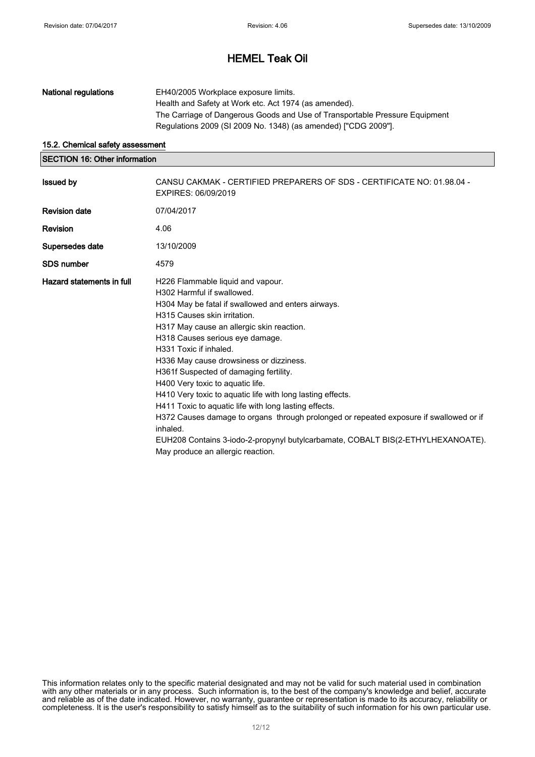# HEMEL Teak Oil

| | |
|---|---|
| **National regulations** | EH40/2005 Workplace exposure limits.<br>Health and Safety at Work etc. Act 1974 (as amended).<br>The Carriage of Dangerous Goods and Use of Transportable Pressure Equipment Regulations 2009 (SI 2009 No. 1348) (as amended) ["CDG 2009"]. |

### 15.2. Chemical safety assessment

## SECTION 16: Other information

| | |
|---|---|
| **Issued by** | CANSU CAKMAK - CERTIFIED PREPARERS OF SDS - CERTIFICATE NO: 01.98.04 - EXPIRES: 06/09/2019 |
| **Revision date** | 07/04/2017 |
| **Revision** | 4.06 |
| **Supersedes date** | 13/10/2009 |
| **SDS number** | 4579 |
| **Hazard statements in full** | H226 Flammable liquid and vapour.<br>H302 Harmful if swallowed.<br>H304 May be fatal if swallowed and enters airways.<br>H315 Causes skin irritation.<br>H317 May cause an allergic skin reaction.<br>H318 Causes serious eye damage.<br>H331 Toxic if inhaled.<br>H336 May cause drowsiness or dizziness.<br>H361f Suspected of damaging fertility.<br>H400 Very toxic to aquatic life.<br>H410 Very toxic to aquatic life with long lasting effects.<br>H411 Toxic to aquatic life with long lasting effects.<br>H372 Causes damage to organs through prolonged or repeated exposure if swallowed or if inhaled.<br>EUH208 Contains 3-iodo-2-propynyl butylcarbamate, COBALT BIS(2-ETHYLHEXANOATE). May produce an allergic reaction. |

This information relates only to the specific material designated and may not be valid for such material used in combination with any other materials or in any process. Such information is, to the best of the company's knowledge and belief, accurate and reliable as of the date indicated. However, no warranty, guarantee or representation is made to its accuracy, reliability or completeness. It is the user's responsibility to satisfy himself as to the suitability of such information for his own particular use.